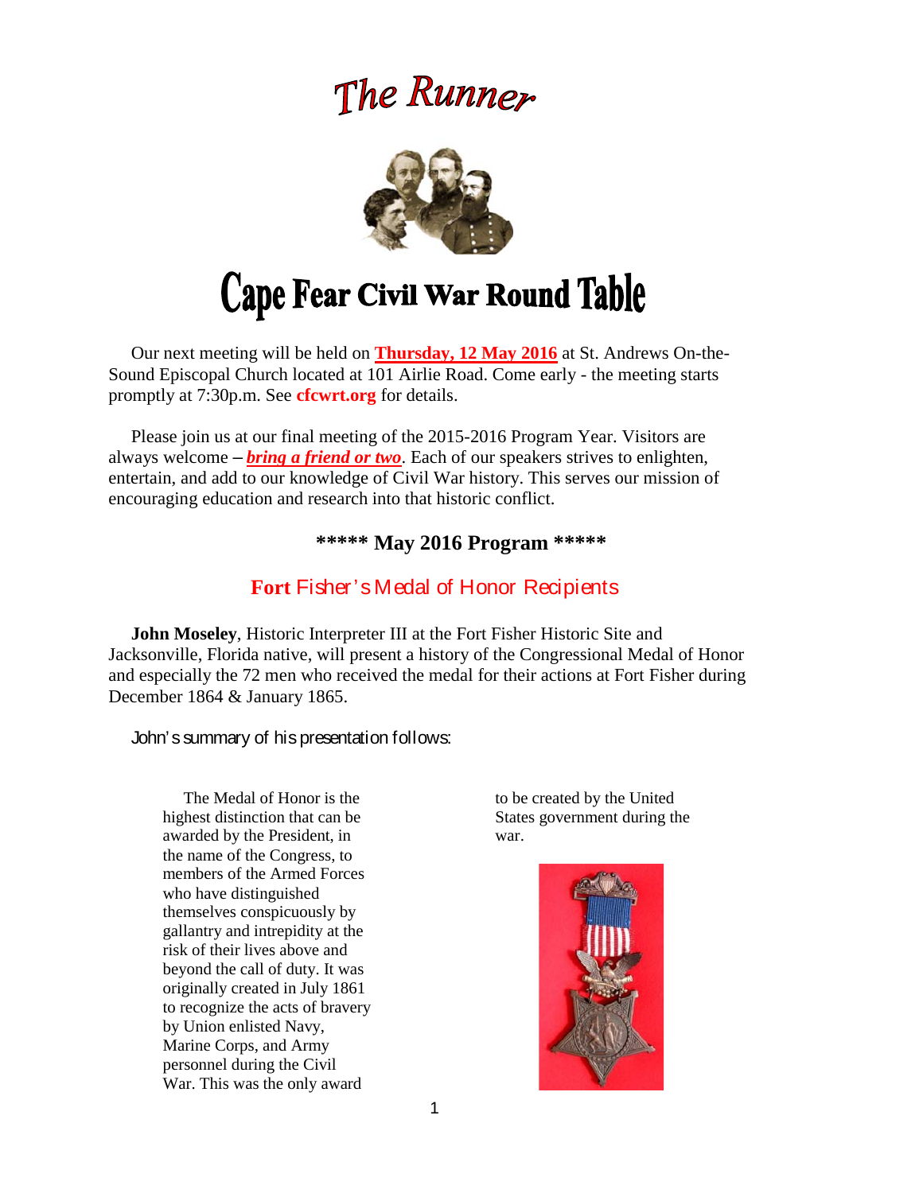# The Runner

# Cape Fear Civil War Round Table

Our next meeting will be held on **Thursday, 12 May 2016** at St. Andrews On-the-Sound Episcopal Church located at 101 Airlie Road. Come early - the meeting starts promptly at 7:30p.m. See **cfcwrt.org** for details.

Please join us at our final meeting of the 2015-2016 Program Year. Visitors are always welcome – ***bring a friend or two***. Each of our speakers strives to enlighten, entertain, and add to our knowledge of Civil War history. This serves our mission of encouraging education and research into that historic conflict.

## \*\*\*\*\* May 2016 Program \*\*\*\*\*

## Fort Fisher's Medal of Honor Recipients

**John Moseley**, Historic Interpreter III at the Fort Fisher Historic Site and Jacksonville, Florida native, will present a history of the Congressional Medal of Honor and especially the 72 men who received the medal for their actions at Fort Fisher during December 1864 & January 1865.

John's summary of his presentation follows:

The Medal of Honor is the highest distinction that can be awarded by the President, in the name of the Congress, to members of the Armed Forces who have distinguished themselves conspicuously by gallantry and intrepidity at the risk of their lives above and beyond the call of duty. It was originally created in July 1861 to recognize the acts of bravery by Union enlisted Navy, Marine Corps, and Army personnel during the Civil War. This was the only award to be created by the United States government during the war.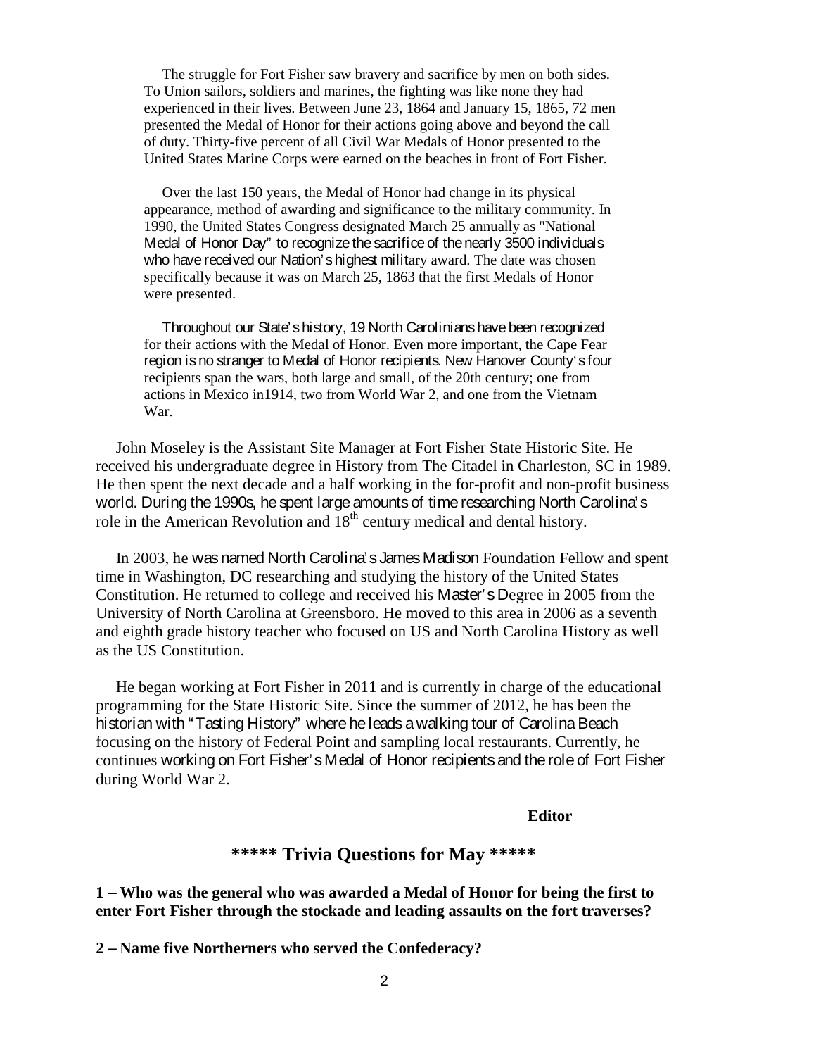The struggle for Fort Fisher saw bravery and sacrifice by men on both sides. To Union sailors, soldiers and marines, the fighting was like none they had experienced in their lives. Between June 23, 1864 and January 15, 1865, 72 men presented the Medal of Honor for their actions going above and beyond the call of duty. Thirty-five percent of all Civil War Medals of Honor presented to the United States Marine Corps were earned on the beaches in front of Fort Fisher.

Over the last 150 years, the Medal of Honor had change in its physical appearance, method of awarding and significance to the military community. In 1990, the United States Congress designated March 25 annually as "National Medal of Honor Day" to recognize the sacrifice of the nearly 3500 individuals who have received our Nation's highest military award. The date was chosen specifically because it was on March 25, 1863 that the first Medals of Honor were presented.

Throughout our State's history, 19 North Carolinians have been recognized for their actions with the Medal of Honor. Even more important, the Cape Fear region is no stranger to Medal of Honor recipients. New Hanover County's four recipients span the wars, both large and small, of the 20th century; one from actions in Mexico in1914, two from World War 2, and one from the Vietnam War.

John Moseley is the Assistant Site Manager at Fort Fisher State Historic Site. He received his undergraduate degree in History from The Citadel in Charleston, SC in 1989. He then spent the next decade and a half working in the for-profit and non-profit business world. During the 1990s, he spent large amounts of time researching North Carolina's role in the American Revolution and 18th century medical and dental history.

In 2003, he was named North Carolina's James Madison Foundation Fellow and spent time in Washington, DC researching and studying the history of the United States Constitution. He returned to college and received his Master's Degree in 2005 from the University of North Carolina at Greensboro. He moved to this area in 2006 as a seventh and eighth grade history teacher who focused on US and North Carolina History as well as the US Constitution.

He began working at Fort Fisher in 2011 and is currently in charge of the educational programming for the State Historic Site. Since the summer of 2012, he has been the historian with "Tasting History" where he leads a walking tour of Carolina Beach focusing on the history of Federal Point and sampling local restaurants. Currently, he continues working on Fort Fisher's Medal of Honor recipients and the role of Fort Fisher during World War 2.

**Editor**

## ***** Trivia Questions for May *****

**1 – Who was the general who was awarded a Medal of Honor for being the first to enter Fort Fisher through the stockade and leading assaults on the fort traverses?**

**2 – Name five Northerners who served the Confederacy?**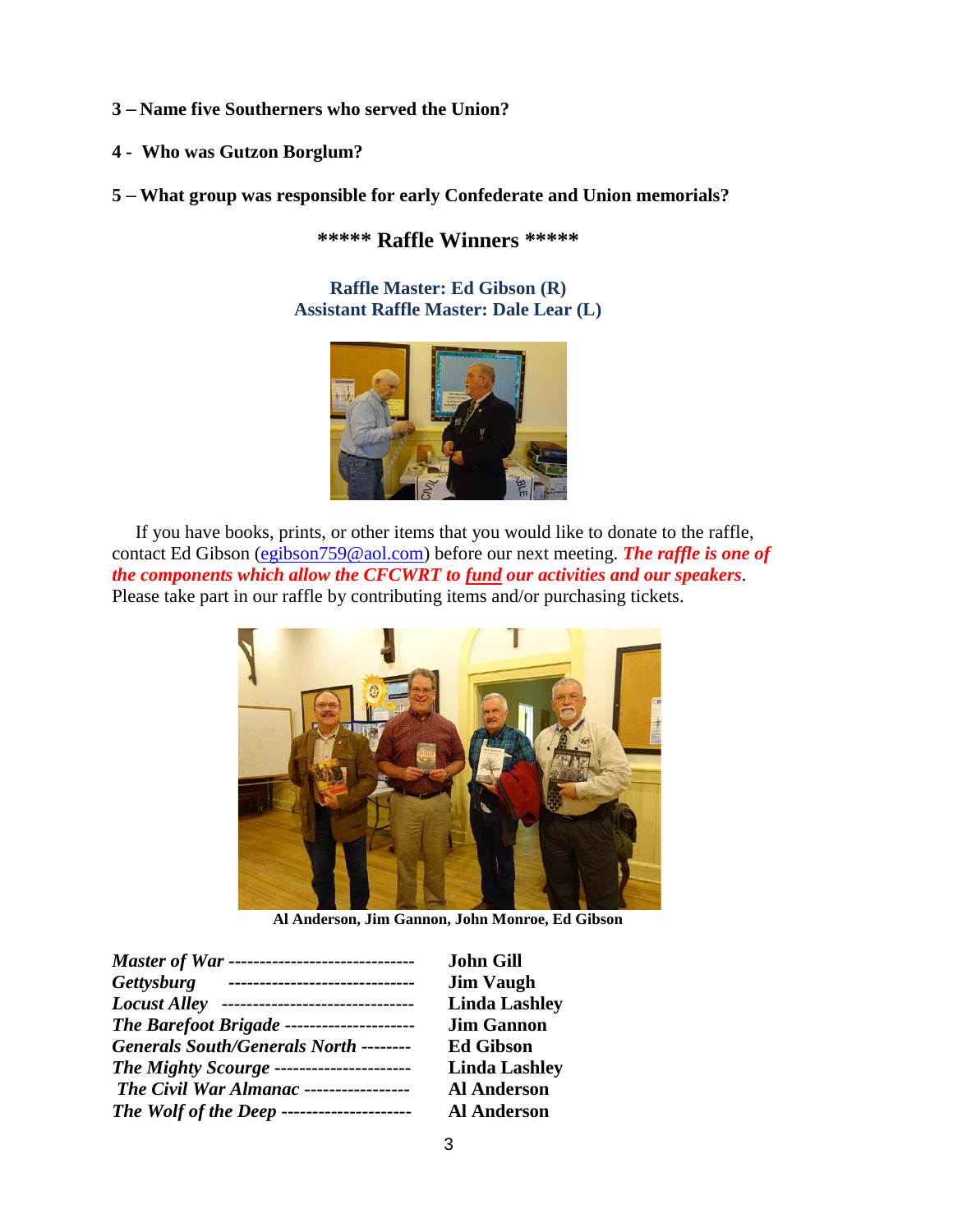**3 – Name five Southerners who served the Union?**

**4 - Who was Gutzon Borglum?**

**5 – What group was responsible for early Confederate and Union memorials?**

## ***** Raffle Winners *****

**Raffle Master: Ed Gibson (R)**
**Assistant Raffle Master: Dale Lear (L)**

If you have books, prints, or other items that you would like to donate to the raffle, contact Ed Gibson (egibson759@aol.com) before our next meeting. ***The raffle is one of the components which allow the CFCWRT to fund our activities and our speakers***. Please take part in our raffle by contributing items and/or purchasing tickets.

**Al Anderson, Jim Gannon, John Monroe, Ed Gibson**

| | |
|---|---|
| ***Master of War*** | **John Gill** |
| ***Gettysburg*** | **Jim Vaugh** |
| ***Locust Alley*** | **Linda Lashley** |
| ***The Barefoot Brigade*** | **Jim Gannon** |
| ***Generals South/Generals North*** | **Ed Gibson** |
| ***The Mighty Scourge*** | **Linda Lashley** |
| ***The Civil War Almanac*** | **Al Anderson** |
| ***The Wolf of the Deep*** | **Al Anderson** |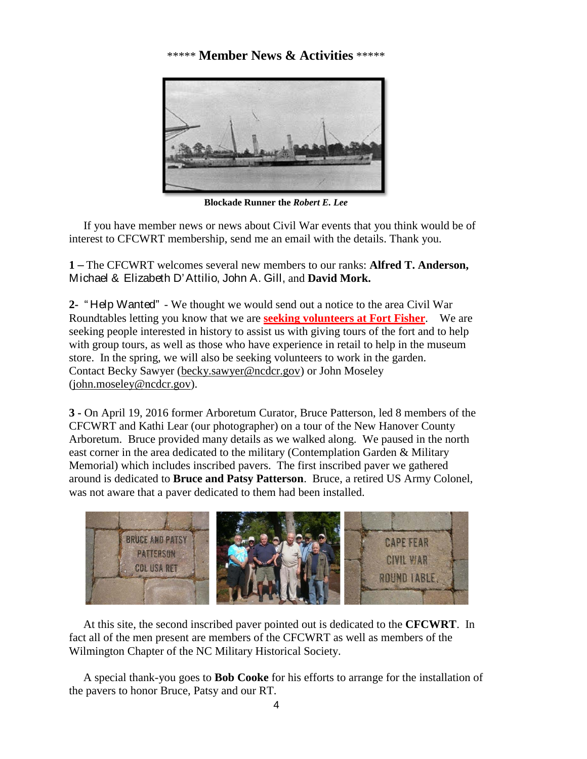***** **Member News & Activities** *****

**Blockade Runner the *Robert E. Lee***

If you have member news or news about Civil War events that you think would be of interest to CFCWRT membership, send me an email with the details. Thank you.

**1 –** The CFCWRT welcomes several new members to our ranks: **Alfred T. Anderson,** Michael & Elizabeth D'Attilio, John A. Gill, and **David Mork.**

**2-** "Help Wanted" - We thought we would send out a notice to the area Civil War Roundtables letting you know that we are **seeking volunteers at Fort Fisher**. We are seeking people interested in history to assist us with giving tours of the fort and to help with group tours, as well as those who have experience in retail to help in the museum store. In the spring, we will also be seeking volunteers to work in the garden. Contact Becky Sawyer (becky.sawyer@ncdcr.gov) or John Moseley (john.moseley@ncdcr.gov).

**3 -** On April 19, 2016 former Arboretum Curator, Bruce Patterson, led 8 members of the CFCWRT and Kathi Lear (our photographer) on a tour of the New Hanover County Arboretum. Bruce provided many details as we walked along. We paused in the north east corner in the area dedicated to the military (Contemplation Garden & Military Memorial) which includes inscribed pavers. The first inscribed paver we gathered around is dedicated to **Bruce and Patsy Patterson**. Bruce, a retired US Army Colonel, was not aware that a paver dedicated to them had been installed.

At this site, the second inscribed paver pointed out is dedicated to the **CFCWRT**. In fact all of the men present are members of the CFCWRT as well as members of the Wilmington Chapter of the NC Military Historical Society.

A special thank-you goes to **Bob Cooke** for his efforts to arrange for the installation of the pavers to honor Bruce, Patsy and our RT.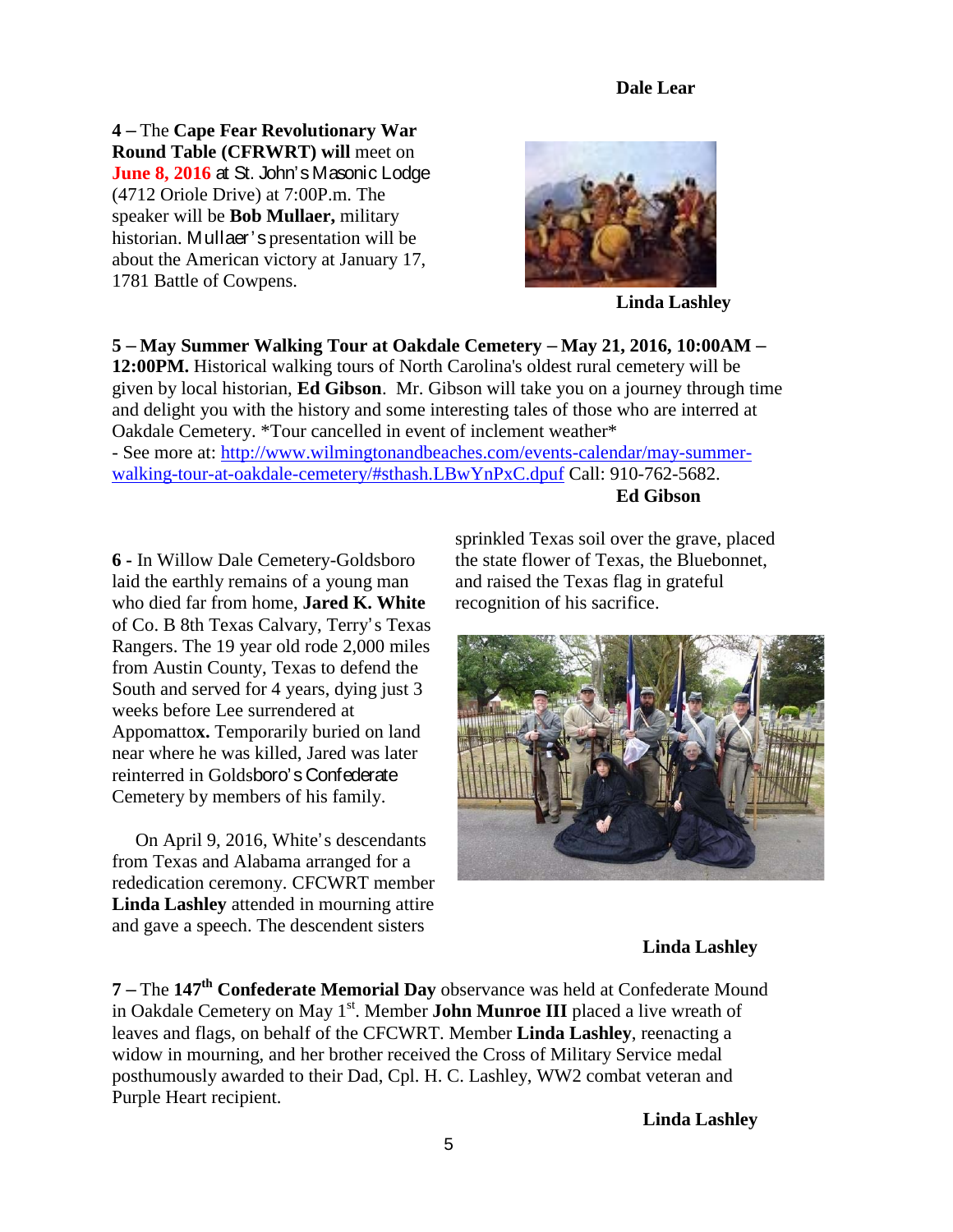**Dale Lear**

**4 –** The **Cape Fear Revolutionary War Round Table (CFRWRT) will** meet on **June 8, 2016** at St. John's Masonic Lodge (4712 Oriole Drive) at 7:00P.m. The speaker will be **Bob Mullaer,** military historian. Mullaer's presentation will be about the American victory at January 17, 1781 Battle of Cowpens.

**Linda Lashley**

**5 – May Summer Walking Tour at Oakdale Cemetery – May 21, 2016, 10:00AM – 12:00PM.** Historical walking tours of North Carolina's oldest rural cemetery will be given by local historian, **Ed Gibson**. Mr. Gibson will take you on a journey through time and delight you with the history and some interesting tales of those who are interred at Oakdale Cemetery. *Tour cancelled in event of inclement weather*
- See more at: [http://www.wilmingtonandbeaches.com/events-calendar/may-summer-walking-tour-at-oakdale-cemetery/#sthash.LBwYnPxC.dpuf](http://www.wilmingtonandbeaches.com/events-calendar/may-summer-walking-tour-at-oakdale-cemetery/#sthash.LBwYnPxC.dpuf) Call: 910-762-5682.

**Ed Gibson**

**6 -** In Willow Dale Cemetery-Goldsboro laid the earthly remains of a young man who died far from home, **Jared K. White** of Co. B 8th Texas Calvary, Terry's Texas Rangers. The 19 year old rode 2,000 miles from Austin County, Texas to defend the South and served for 4 years, dying just 3 weeks before Lee surrendered at Appomatto**x.** Temporarily buried on land near where he was killed, Jared was later reinterred in Goldsboro's Confederate Cemetery by members of his family.

On April 9, 2016, White's descendants from Texas and Alabama arranged for a rededication ceremony. CFCWRT member **Linda Lashley** attended in mourning attire and gave a speech. The descendent sisters sprinkled Texas soil over the grave, placed the state flower of Texas, the Bluebonnet, and raised the Texas flag in grateful recognition of his sacrifice.

**Linda Lashley**

**7 –** The **147th Confederate Memorial Day** observance was held at Confederate Mound in Oakdale Cemetery on May 1st. Member **John Munroe III** placed a live wreath of leaves and flags, on behalf of the CFCWRT. Member **Linda Lashley**, reenacting a widow in mourning, and her brother received the Cross of Military Service medal posthumously awarded to their Dad, Cpl. H. C. Lashley, WW2 combat veteran and Purple Heart recipient.

**Linda Lashley**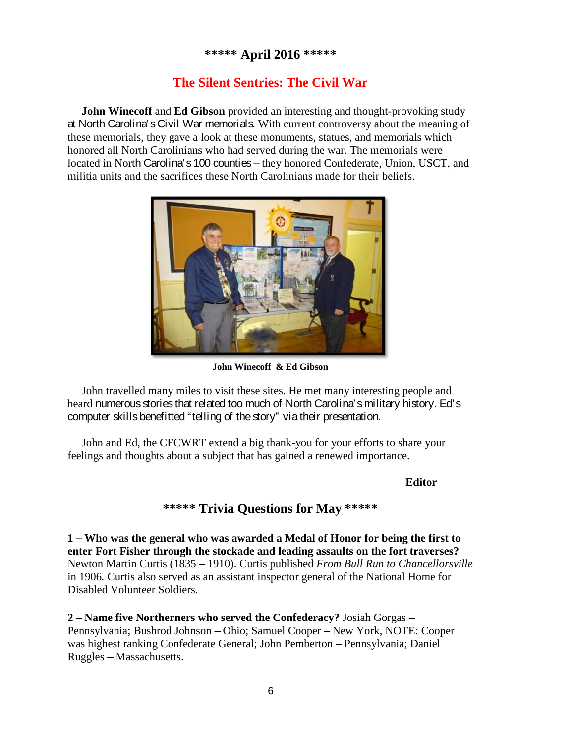**\*\*\*\*\* April 2016 \*\*\*\*\***

## The Silent Sentries: The Civil War

**John Winecoff** and **Ed Gibson** provided an interesting and thought-provoking study at North Carolina's Civil War memorials. With current controversy about the meaning of these memorials, they gave a look at these monuments, statues, and memorials which honored all North Carolinians who had served during the war. The memorials were located in North Carolina's 100 counties – they honored Confederate, Union, USCT, and militia units and the sacrifices these North Carolinians made for their beliefs.

**John Winecoff & Ed Gibson**

John travelled many miles to visit these sites. He met many interesting people and heard numerous stories that related too much of North Carolina's military history. Ed's computer skills benefitted "telling of the story" via their presentation.

John and Ed, the CFCWRT extend a big thank-you for your efforts to share your feelings and thoughts about a subject that has gained a renewed importance.

**Editor**

## \*\*\*\*\* Trivia Questions for May \*\*\*\*\*

**1 – Who was the general who was awarded a Medal of Honor for being the first to enter Fort Fisher through the stockade and leading assaults on the fort traverses?** Newton Martin Curtis (1835 – 1910). Curtis published *From Bull Run to Chancellorsville* in 1906. Curtis also served as an assistant inspector general of the National Home for Disabled Volunteer Soldiers.

**2 – Name five Northerners who served the Confederacy?** Josiah Gorgas – Pennsylvania; Bushrod Johnson – Ohio; Samuel Cooper – New York, NOTE: Cooper was highest ranking Confederate General; John Pemberton – Pennsylvania; Daniel Ruggles – Massachusetts.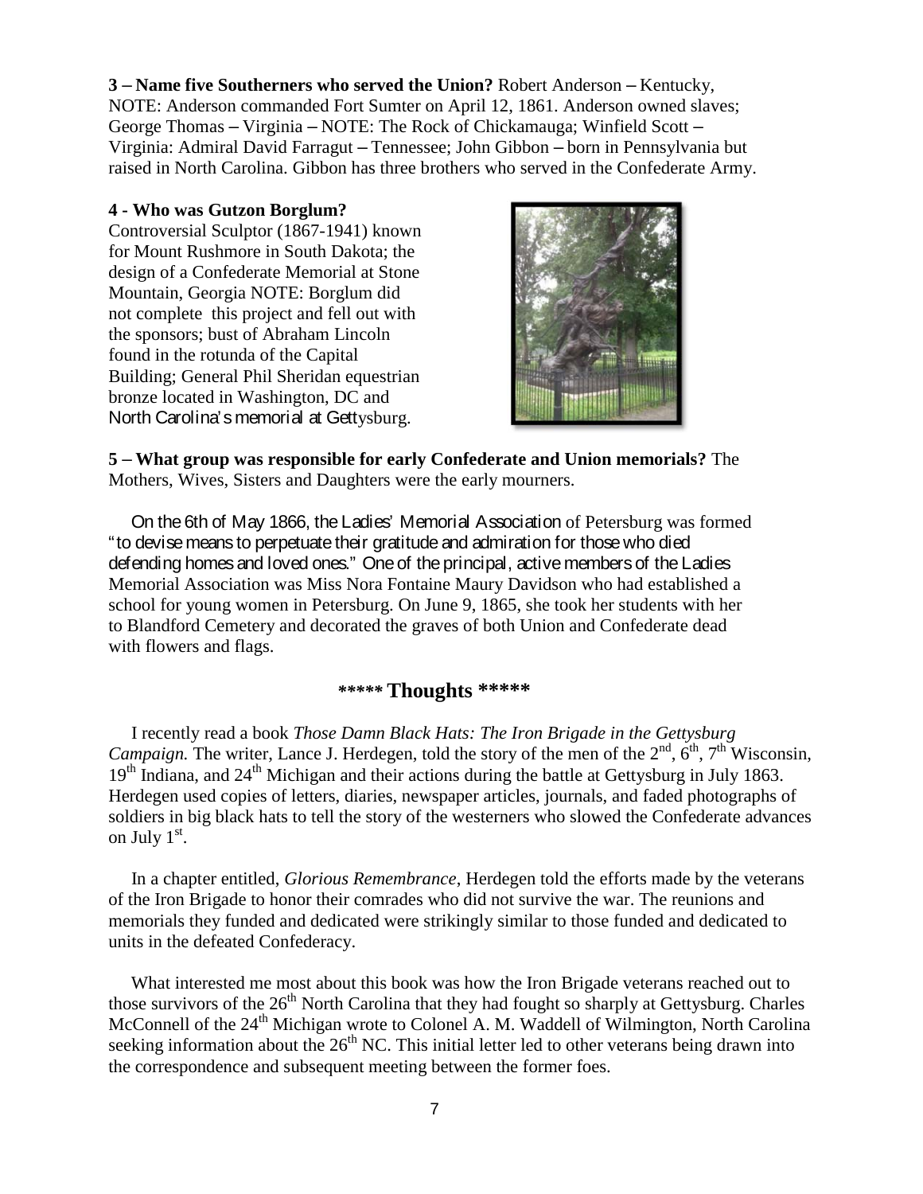**3 – Name five Southerners who served the Union?** Robert Anderson – Kentucky, NOTE: Anderson commanded Fort Sumter on April 12, 1861. Anderson owned slaves; George Thomas – Virginia – NOTE: The Rock of Chickamauga; Winfield Scott – Virginia: Admiral David Farragut – Tennessee; John Gibbon – born in Pennsylvania but raised in North Carolina. Gibbon has three brothers who served in the Confederate Army.

**4 - Who was Gutzon Borglum?**
Controversial Sculptor (1867-1941) known for Mount Rushmore in South Dakota; the design of a Confederate Memorial at Stone Mountain, Georgia NOTE: Borglum did not complete this project and fell out with the sponsors; bust of Abraham Lincoln found in the rotunda of the Capital Building; General Phil Sheridan equestrian bronze located in Washington, DC and North Carolina's memorial at Gettysburg.

**5 – What group was responsible for early Confederate and Union memorials?** The Mothers, Wives, Sisters and Daughters were the early mourners.

On the 6th of May 1866, the Ladies' Memorial Association of Petersburg was formed "to devise means to perpetuate their gratitude and admiration for those who died defending homes and loved ones." One of the principal, active members of the Ladies Memorial Association was Miss Nora Fontaine Maury Davidson who had established a school for young women in Petersburg. On June 9, 1865, she took her students with her to Blandford Cemetery and decorated the graves of both Union and Confederate dead with flowers and flags.

## ***** Thoughts *****

I recently read a book *Those Damn Black Hats: The Iron Brigade in the Gettysburg Campaign.* The writer, Lance J. Herdegen, told the story of the men of the 2nd, 6th, 7th Wisconsin, 19th Indiana, and 24th Michigan and their actions during the battle at Gettysburg in July 1863. Herdegen used copies of letters, diaries, newspaper articles, journals, and faded photographs of soldiers in big black hats to tell the story of the westerners who slowed the Confederate advances on July 1st.

In a chapter entitled, *Glorious Remembrance*, Herdegen told the efforts made by the veterans of the Iron Brigade to honor their comrades who did not survive the war. The reunions and memorials they funded and dedicated were strikingly similar to those funded and dedicated to units in the defeated Confederacy.

What interested me most about this book was how the Iron Brigade veterans reached out to those survivors of the 26th North Carolina that they had fought so sharply at Gettysburg. Charles McConnell of the 24th Michigan wrote to Colonel A. M. Waddell of Wilmington, North Carolina seeking information about the 26th NC. This initial letter led to other veterans being drawn into the correspondence and subsequent meeting between the former foes.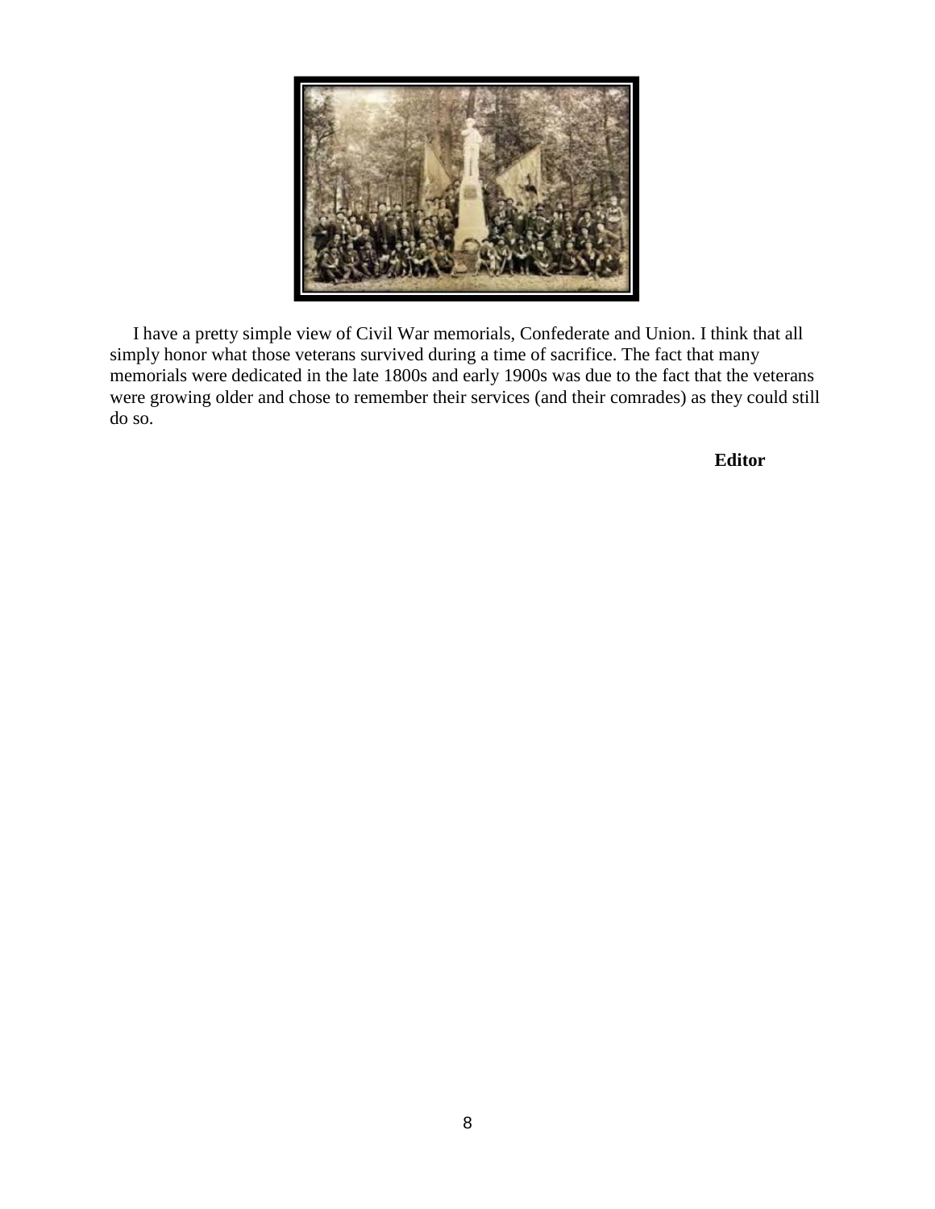I have a pretty simple view of Civil War memorials, Confederate and Union. I think that all simply honor what those veterans survived during a time of sacrifice. The fact that many memorials were dedicated in the late 1800s and early 1900s was due to the fact that the veterans were growing older and chose to remember their services (and their comrades) as they could still do so.

**Editor**